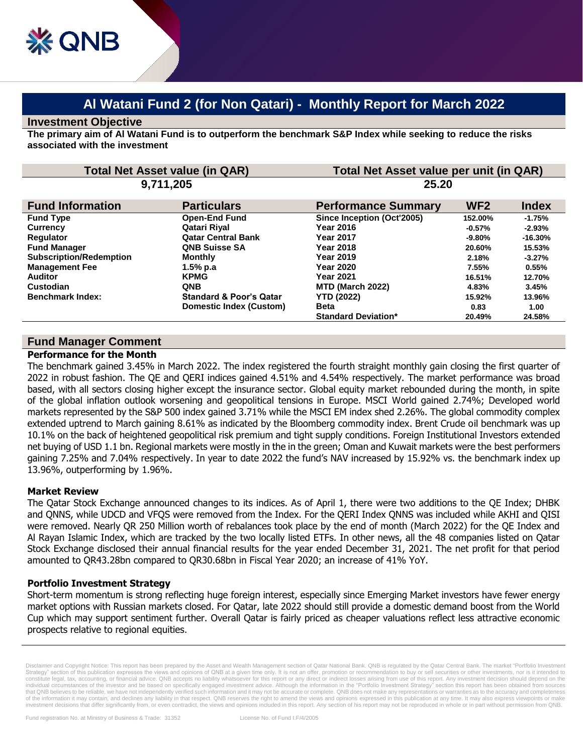# Al Watani Fund 2 (for Non Qatari) - Monthly Report for March 2022

## Investment Objective

**The primary aim of Al Watani Fund is to outperform the benchmark S&P Index while seeking to reduce the risks associated with the investment**

| Total Net Asset value (in QAR) | Total Net Asset value per unit (in QAR) |
|---|---|
| 9,711,205 | 25.20 |

| Fund Information | Particulars | Performance Summary | WF2 | Index |
|---|---|---|---|---|
| **Fund Type** | **Open-End Fund** | **Since Inception (Oct'2005)** | 152.00% | -1.75% |
| **Currency** | **Qatari Riyal** | **Year 2016** | -0.57% | -2.93% |
| **Regulator** | **Qatar Central Bank** | **Year 2017** | -9.80% | -16.30% |
| **Fund Manager** | **QNB Suisse SA** | **Year 2018** | 20.60% | 15.53% |
| **Subscription/Redemption** | **Monthly** | **Year 2019** | 2.18% | -3.27% |
| **Management Fee** | **1.5% p.a** | **Year 2020** | 7.55% | 0.55% |
| **Auditor** | **KPMG** | **Year 2021** | 16.51% | 12.70% |
| **Custodian** | **QNB** | **MTD (March 2022)** | 4.83% | 3.45% |
| **Benchmark Index:** | **Standard & Poor's Qatar Domestic Index (Custom)** | **YTD (2022)** | 15.92% | 13.96% |
| | | **Beta** | 0.83 | 1.00 |
| | | **Standard Deviation*** | 20.49% | 24.58% |

## Fund Manager Comment

### Performance for the Month

The benchmark gained 3.45% in March 2022. The index registered the fourth straight monthly gain closing the first quarter of 2022 in robust fashion. The QE and QERI indices gained 4.51% and 4.54% respectively. The market performance was broad based, with all sectors closing higher except the insurance sector. Global equity market rebounded during the month, in spite of the global inflation outlook worsening and geopolitical tensions in Europe. MSCI World gained 2.74%; Developed world markets represented by the S&P 500 index gained 3.71% while the MSCI EM index shed 2.26%. The global commodity complex extended uptrend to March gaining 8.61% as indicated by the Bloomberg commodity index. Brent Crude oil benchmark was up 10.1% on the back of heightened geopolitical risk premium and tight supply conditions. Foreign Institutional Investors extended net buying of USD 1.1 bn. Regional markets were mostly in the in the green; Oman and Kuwait markets were the best performers gaining 7.25% and 7.04% respectively. In year to date 2022 the fund's NAV increased by 15.92% vs. the benchmark index up 13.96%, outperforming by 1.96%.

### Market Review

The Qatar Stock Exchange announced changes to its indices. As of April 1, there were two additions to the QE Index; DHBK and QNNS, while UDCD and VFQS were removed from the Index. For the QERI Index QNNS was included while AKHI and QISI were removed. Nearly QR 250 Million worth of rebalances took place by the end of month (March 2022) for the QE Index and Al Rayan Islamic Index, which are tracked by the two locally listed ETFs. In other news, all the 48 companies listed on Qatar Stock Exchange disclosed their annual financial results for the year ended December 31, 2021. The net profit for that period amounted to QR43.28bn compared to QR30.68bn in Fiscal Year 2020; an increase of 41% YoY.

### Portfolio Investment Strategy

Short-term momentum is strong reflecting huge foreign interest, especially since Emerging Market investors have fewer energy market options with Russian markets closed. For Qatar, late 2022 should still provide a domestic demand boost from the World Cup which may support sentiment further. Overall Qatar is fairly priced as cheaper valuations reflect less attractive economic prospects relative to regional equities.

---

Disclaimer and Copyright Notice: This report has been prepared by the Asset and Wealth Management section of Qatar National Bank. QNB is regulated by the Qatar Central Bank. The market "Portfolio Investment Strategy" section of this publication expresses the views and opinions of QNB at a given time only. It is not an offer, promotion or recommendation to buy or sell securities or other investments, nor is it intended to constitute legal, tax, accounting, or financial advice. QNB accepts no liability whatsoever for this report or any direct or indirect losses arising from use of this report. Any investment decision should depend on the individual circumstances of the investor and be based on specifically engaged investment advice. Although the information in the "Portfolio Investment Strategy" section this report has been obtained from sources that QNB believes to be reliable, we have not independently verified such information and it may not be accurate or complete. QNB does not make any representations or warranties as to the accuracy and completeness of the information it may contain, and declines any liability in that respect. QNB reserves the right to amend the views and opinions expressed in this publication at any time. It may also express viewpoints or make investment decisions that differ significantly from, or even contradict, the views and opinions included in this report. Any section of his report may not be reproduced in whole or in part without permission from QNB.

Fund registration No. at Ministry of Business & Trade: 31352    License No. of Fund I.F/4/2005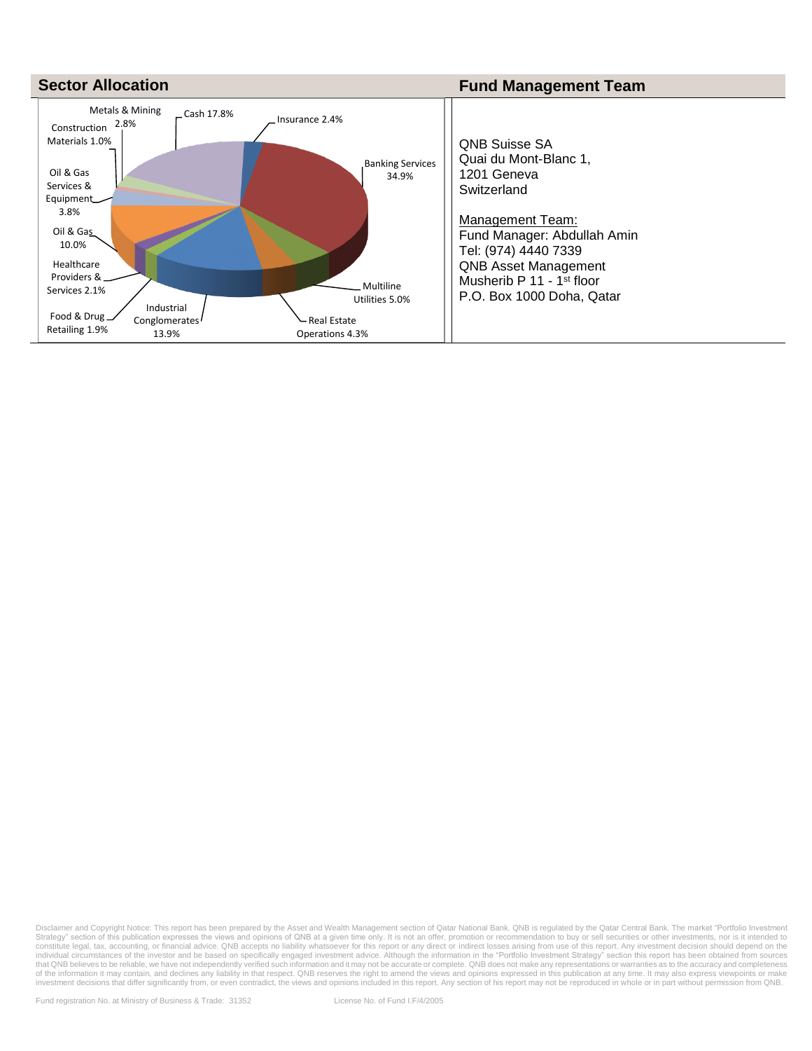## Sector Allocation

Metals & Mining 2.8%
Cash 17.8%
Insurance 2.4%
Construction Materials 1.0%
Banking Services 34.9%
Oil & Gas Services & Equipment 3.8%
Oil & Gas 10.0%
Healthcare Providers & Services 2.1%
Multiline Utilities 5.0%
Food & Drug Retailing 1.9%
Industrial Conglomerates 13.9%
Real Estate Operations 4.3%

## Fund Management Team

QNB Suisse SA
Quai du Mont-Blanc 1,
1201 Geneva
Switzerland

Management Team:
Fund Manager: Abdullah Amin
Tel: (974) 4440 7339
QNB Asset Management
Musherib P 11 - 1st floor
P.O. Box 1000 Doha, Qatar

Disclaimer and Copyright Notice: This report has been prepared by the Asset and Wealth Management section of Qatar National Bank. QNB is regulated by the Qatar Central Bank. The market "Portfolio Investment Strategy" section of this publication expresses the views and opinions of QNB at a given time only. It is not an offer, promotion or recommendation to buy or sell securities or other investments, nor is it intended to constitute legal, tax, accounting, or financial advice. QNB accepts no liability whatsoever for this report or any direct or indirect losses arising from use of this report. Any investment decision should depend on the individual circumstances of the investor and be based on specifically engaged investment advice. Although the information in the "Portfolio Investment Strategy" section this report has been obtained from sources that QNB believes to be reliable, we have not independently verified such information and it may not be accurate or complete. QNB does not make any representations or warranties as to the accuracy and completeness of the information it may contain, and declines any liability in that respect. QNB reserves the right to amend the views and opinions expressed in this publication at any time. It may also express viewpoints or make investment decisions that differ significantly from, or even contradict, the views and opinions included in this report. Any section of his report may not be reproduced in whole or in part without permission from QNB.

Fund registration No. at Ministry of Business & Trade: 31352

License No. of Fund I.F/4/2005